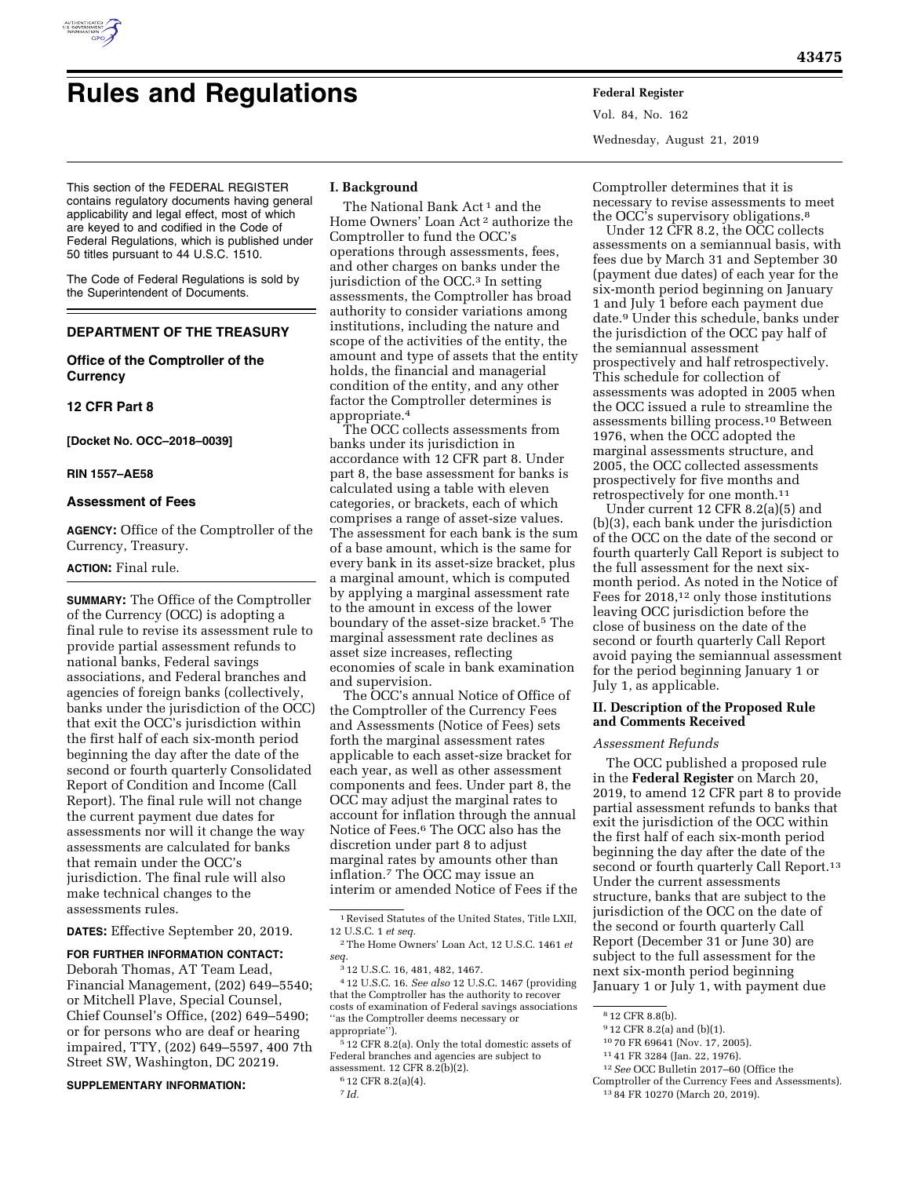# Rules and Regulations

This section of the FEDERAL REGISTER contains regulatory documents having general applicability and legal effect, most of which are keyed to and codified in the Code of Federal Regulations, which is published under 50 titles pursuant to 44 U.S.C. 1510.

The Code of Federal Regulations is sold by the Superintendent of Documents.

## DEPARTMENT OF THE TREASURY

### Office of the Comptroller of the Currency

### 12 CFR Part 8

**[Docket No. OCC–2018–0039]**

**RIN 1557–AE58**

### Assessment of Fees

**AGENCY:** Office of the Comptroller of the Currency, Treasury.

**ACTION:** Final rule.

**SUMMARY:** The Office of the Comptroller of the Currency (OCC) is adopting a final rule to revise its assessment rule to provide partial assessment refunds to national banks, Federal savings associations, and Federal branches and agencies of foreign banks (collectively, banks under the jurisdiction of the OCC) that exit the OCC's jurisdiction within the first half of each six-month period beginning the day after the date of the second or fourth quarterly Consolidated Report of Condition and Income (Call Report). The final rule will not change the current payment due dates for assessments nor will it change the way assessments are calculated for banks that remain under the OCC's jurisdiction. The final rule will also make technical changes to the assessments rules.

**DATES:** Effective September 20, 2019.

**FOR FURTHER INFORMATION CONTACT:** Deborah Thomas, AT Team Lead, Financial Management, (202) 649–5540; or Mitchell Plave, Special Counsel, Chief Counsel's Office, (202) 649–5490; or for persons who are deaf or hearing impaired, TTY, (202) 649–5597, 400 7th Street SW, Washington, DC 20219.

**SUPPLEMENTARY INFORMATION:**

**I. Background**

The National Bank Act [1] and the Home Owners' Loan Act [2] authorize the Comptroller to fund the OCC's operations through assessments, fees, and other charges on banks under the jurisdiction of the OCC.[3] In setting assessments, the Comptroller has broad authority to consider variations among institutions, including the nature and scope of the activities of the entity, the amount and type of assets that the entity holds, the financial and managerial condition of the entity, and any other factor the Comptroller determines is appropriate.[4]

The OCC collects assessments from banks under its jurisdiction in accordance with 12 CFR part 8. Under part 8, the base assessment for banks is calculated using a table with eleven categories, or brackets, each of which comprises a range of asset-size values. The assessment for each bank is the sum of a base amount, which is the same for every bank in its asset-size bracket, plus a marginal amount, which is computed by applying a marginal assessment rate to the amount in excess of the lower boundary of the asset-size bracket.[5] The marginal assessment rate declines as asset size increases, reflecting economies of scale in bank examination and supervision.

The OCC's annual Notice of Office of the Comptroller of the Currency Fees and Assessments (Notice of Fees) sets forth the marginal assessment rates applicable to each asset-size bracket for each year, as well as other assessment components and fees. Under part 8, the OCC may adjust the marginal rates to account for inflation through the annual Notice of Fees.[6] The OCC also has the discretion under part 8 to adjust marginal rates by amounts other than inflation.[7] The OCC may issue an interim or amended Notice of Fees if the Comptroller determines that it is necessary to revise assessments to meet the OCC's supervisory obligations.[8]

Under 12 CFR 8.2, the OCC collects assessments on a semiannual basis, with fees due by March 31 and September 30 (payment due dates) of each year for the six-month period beginning on January 1 and July 1 before each payment due date.[9] Under this schedule, banks under the jurisdiction of the OCC pay half of the semiannual assessment prospectively and half retrospectively. This schedule for collection of assessments was adopted in 2005 when the OCC issued a rule to streamline the assessments billing process.[10] Between 1976, when the OCC adopted the marginal assessments structure, and 2005, the OCC collected assessments prospectively for five months and retrospectively for one month.[11]

Under current 12 CFR 8.2(a)(5) and (b)(3), each bank under the jurisdiction of the OCC on the date of the second or fourth quarterly Call Report is subject to the full assessment for the next six-month period. As noted in the Notice of Fees for 2018,[12] only those institutions leaving OCC jurisdiction before the close of business on the date of the second or fourth quarterly Call Report avoid paying the semiannual assessment for the period beginning January 1 or July 1, as applicable.

**II. Description of the Proposed Rule and Comments Received**

*Assessment Refunds*

The OCC published a proposed rule in the **Federal Register** on March 20, 2019, to amend 12 CFR part 8 to provide partial assessment refunds to banks that exit the jurisdiction of the OCC within the first half of each six-month period beginning the day after the date of the second or fourth quarterly Call Report.[13] Under the current assessments structure, banks that are subject to the jurisdiction of the OCC on the date of the second or fourth quarterly Call Report (December 31 or June 30) are subject to the full assessment for the next six-month period beginning January 1 or July 1, with payment due

---

[1] Revised Statutes of the United States, Title LXII, 12 U.S.C. 1 *et seq.*

[2] The Home Owners' Loan Act, 12 U.S.C. 1461 *et seq.*

[3] 12 U.S.C. 16, 481, 482, 1467.

[4] 12 U.S.C. 16. *See also* 12 U.S.C. 1467 (providing that the Comptroller has the authority to recover costs of examination of Federal savings associations ''as the Comptroller deems necessary or appropriate'').

[5] 12 CFR 8.2(a). Only the total domestic assets of Federal branches and agencies are subject to assessment. 12 CFR 8.2(b)(2).

[6] 12 CFR 8.2(a)(4).

[7] *Id.*

[8] 12 CFR 8.8(b).

[9] 12 CFR 8.2(a) and (b)(1).

[10] 70 FR 69641 (Nov. 17, 2005).

[11] 41 FR 3284 (Jan. 22, 1976).

[12] *See* OCC Bulletin 2017–60 (Office the Comptroller of the Currency Fees and Assessments).

[13] 84 FR 10270 (March 20, 2019).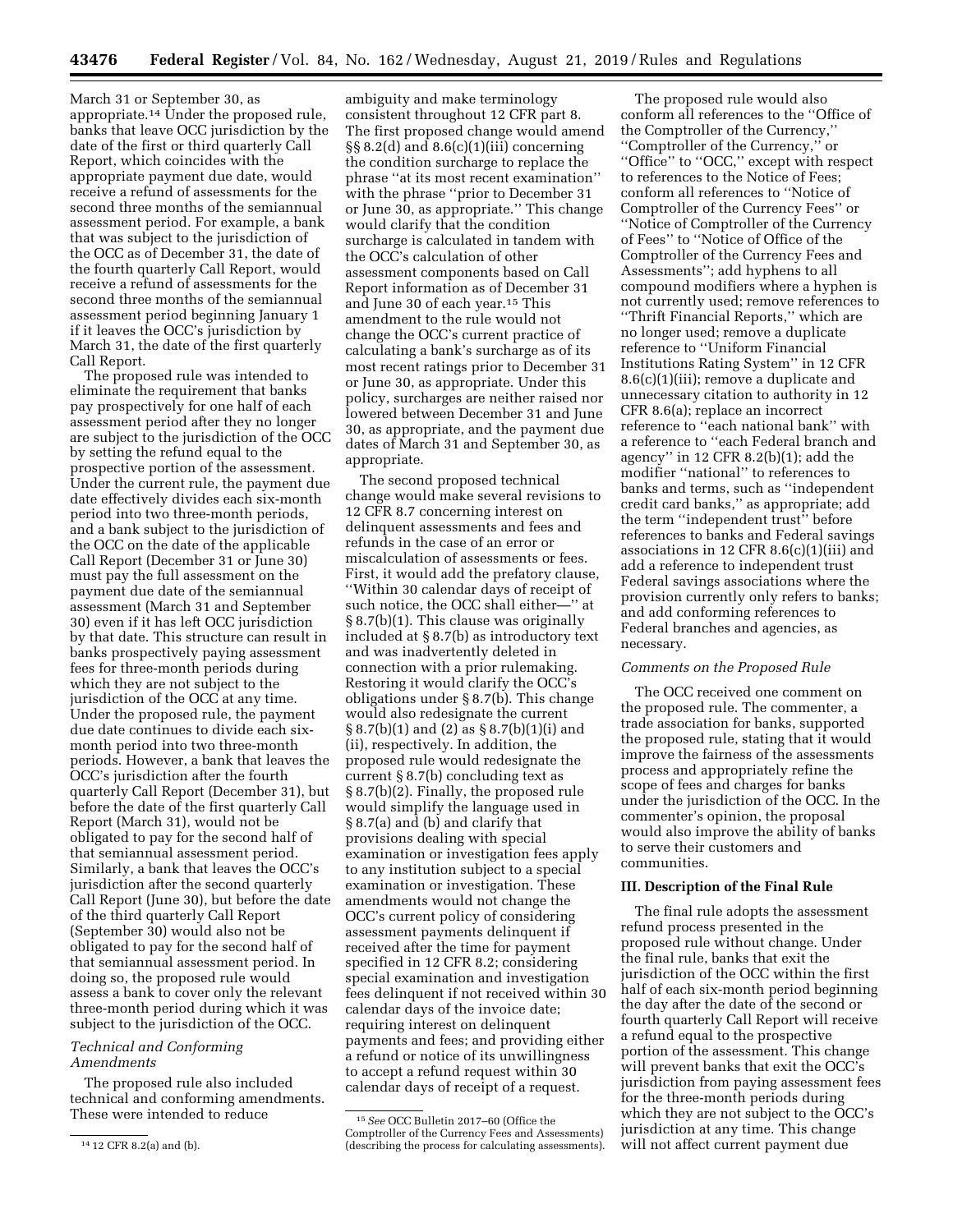March 31 or September 30, as appropriate.[14] Under the proposed rule, banks that leave OCC jurisdiction by the date of the first or third quarterly Call Report, which coincides with the appropriate payment due date, would receive a refund of assessments for the second three months of the semiannual assessment period. For example, a bank that was subject to the jurisdiction of the OCC as of December 31, the date of the fourth quarterly Call Report, would receive a refund of assessments for the second three months of the semiannual assessment period beginning January 1 if it leaves the OCC's jurisdiction by March 31, the date of the first quarterly Call Report.

The proposed rule was intended to eliminate the requirement that banks pay prospectively for one half of each assessment period after they no longer are subject to the jurisdiction of the OCC by setting the refund equal to the prospective portion of the assessment. Under the current rule, the payment due date effectively divides each six-month period into two three-month periods, and a bank subject to the jurisdiction of the OCC on the date of the applicable Call Report (December 31 or June 30) must pay the full assessment on the payment due date of the semiannual assessment (March 31 and September 30) even if it has left OCC jurisdiction by that date. This structure can result in banks prospectively paying assessment fees for three-month periods during which they are not subject to the jurisdiction of the OCC at any time. Under the proposed rule, the payment due date continues to divide each six-month period into two three-month periods. However, a bank that leaves the OCC's jurisdiction after the fourth quarterly Call Report (December 31), but before the date of the first quarterly Call Report (March 31), would not be obligated to pay for the second half of that semiannual assessment period. Similarly, a bank that leaves the OCC's jurisdiction after the second quarterly Call Report (June 30), but before the date of the third quarterly Call Report (September 30) would also not be obligated to pay for the second half of that semiannual assessment period. In doing so, the proposed rule would assess a bank to cover only the relevant three-month period during which it was subject to the jurisdiction of the OCC.

*Technical and Conforming Amendments*

The proposed rule also included technical and conforming amendments. These were intended to reduce ambiguity and make terminology consistent throughout 12 CFR part 8. The first proposed change would amend §§ 8.2(d) and 8.6(c)(1)(iii) concerning the condition surcharge to replace the phrase "at its most recent examination" with the phrase "prior to December 31 or June 30, as appropriate." This change would clarify that the condition surcharge is calculated in tandem with the OCC's calculation of other assessment components based on Call Report information as of December 31 and June 30 of each year.[15] This amendment to the rule would not change the OCC's current practice of calculating a bank's surcharge as of its most recent ratings prior to December 31 or June 30, as appropriate. Under this policy, surcharges are neither raised nor lowered between December 31 and June 30, as appropriate, and the payment due dates of March 31 and September 30, as appropriate.

The second proposed technical change would make several revisions to 12 CFR 8.7 concerning interest on delinquent assessments and fees and refunds in the case of an error or miscalculation of assessments or fees. First, it would add the prefatory clause, "Within 30 calendar days of receipt of such notice, the OCC shall either—" at § 8.7(b)(1). This clause was originally included at § 8.7(b) as introductory text and was inadvertently deleted in connection with a prior rulemaking. Restoring it would clarify the OCC's obligations under § 8.7(b). This change would also redesignate the current § 8.7(b)(1) and (2) as § 8.7(b)(1)(i) and (ii), respectively. In addition, the proposed rule would redesignate the current § 8.7(b) concluding text as § 8.7(b)(2). Finally, the proposed rule would simplify the language used in § 8.7(a) and (b) and clarify that provisions dealing with special examination or investigation fees apply to any institution subject to a special examination or investigation. These amendments would not change the OCC's current policy of considering assessment payments delinquent if received after the time for payment specified in 12 CFR 8.2; considering special examination and investigation fees delinquent if not received within 30 calendar days of the invoice date; requiring interest on delinquent payments and fees; and providing either a refund or notice of its unwillingness to accept a refund request within 30 calendar days of receipt of a request.

The proposed rule would also conform all references to the "Office of the Comptroller of the Currency," "Comptroller of the Currency," or "Office" to "OCC," except with respect to references to the Notice of Fees; conform all references to "Notice of Comptroller of the Currency Fees" or "Notice of Comptroller of the Currency of Fees" to "Notice of Office of the Comptroller of the Currency Fees and Assessments"; add hyphens to all compound modifiers where a hyphen is not currently used; remove references to "Thrift Financial Reports," which are no longer used; remove a duplicate reference to "Uniform Financial Institutions Rating System" in 12 CFR 8.6(c)(1)(iii); remove a duplicate and unnecessary citation to authority in 12 CFR 8.6(a); replace an incorrect reference to "each national bank" with a reference to "each Federal branch and agency" in 12 CFR 8.2(b)(1); add the modifier "national" to references to banks and terms, such as "independent credit card banks," as appropriate; add the term "independent trust" before references to banks and Federal savings associations in 12 CFR 8.6(c)(1)(iii) and add a reference to independent trust Federal savings associations where the provision currently only refers to banks; and add conforming references to Federal branches and agencies, as necessary.

*Comments on the Proposed Rule*

The OCC received one comment on the proposed rule. The commenter, a trade association for banks, supported the proposed rule, stating that it would improve the fairness of the assessments process and appropriately refine the scope of fees and charges for banks under the jurisdiction of the OCC. In the commenter's opinion, the proposal would also improve the ability of banks to serve their customers and communities.

**III. Description of the Final Rule**

The final rule adopts the assessment refund process presented in the proposed rule without change. Under the final rule, banks that exit the jurisdiction of the OCC within the first half of each six-month period beginning the day after the date of the second or fourth quarterly Call Report will receive a refund equal to the prospective portion of the assessment. This change will prevent banks that exit the OCC's jurisdiction from paying assessment fees for the three-month periods during which they are not subject to the OCC's jurisdiction at any time. This change will not affect current payment due

[14] 12 CFR 8.2(a) and (b).

[15] *See* OCC Bulletin 2017–60 (Office the Comptroller of the Currency Fees and Assessments) (describing the process for calculating assessments).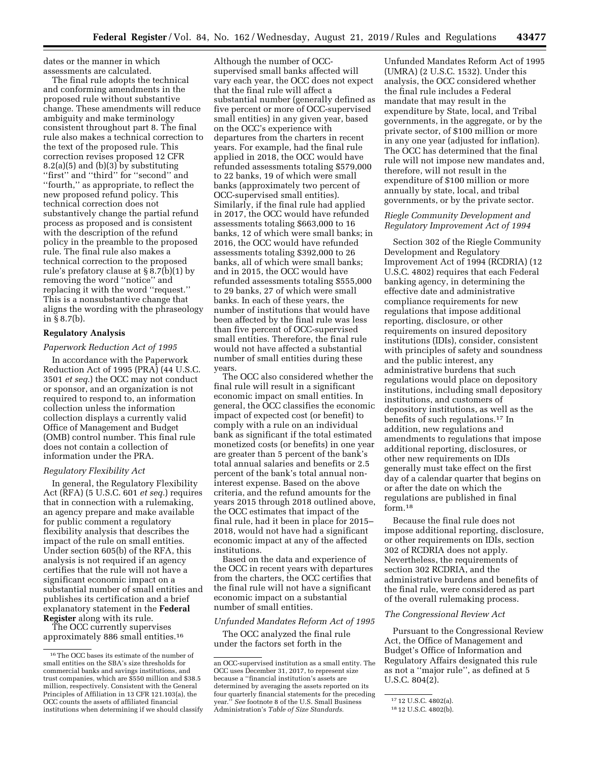dates or the manner in which assessments are calculated.

The final rule adopts the technical and conforming amendments in the proposed rule without substantive change. These amendments will reduce ambiguity and make terminology consistent throughout part 8. The final rule also makes a technical correction to the text of the proposed rule. This correction revises proposed 12 CFR 8.2(a)(5) and (b)(3) by substituting ''first'' and ''third'' for ''second'' and ''fourth,'' as appropriate, to reflect the new proposed refund policy. This technical correction does not substantively change the partial refund process as proposed and is consistent with the description of the refund policy in the preamble to the proposed rule. The final rule also makes a technical correction to the proposed rule's prefatory clause at § 8.7(b)(1) by removing the word ''notice'' and replacing it with the word ''request.'' This is a nonsubstantive change that aligns the wording with the phraseology in § 8.7(b).

## Regulatory Analysis

### *Paperwork Reduction Act of 1995*

In accordance with the Paperwork Reduction Act of 1995 (PRA) (44 U.S.C. 3501 *et seq.*) the OCC may not conduct or sponsor, and an organization is not required to respond to, an information collection unless the information collection displays a currently valid Office of Management and Budget (OMB) control number. This final rule does not contain a collection of information under the PRA.

### *Regulatory Flexibility Act*

In general, the Regulatory Flexibility Act (RFA) (5 U.S.C. 601 *et seq.*) requires that in connection with a rulemaking, an agency prepare and make available for public comment a regulatory flexibility analysis that describes the impact of the rule on small entities. Under section 605(b) of the RFA, this analysis is not required if an agency certifies that the rule will not have a significant economic impact on a substantial number of small entities and publishes its certification and a brief explanatory statement in the **Federal Register** along with its rule.

The OCC currently supervises approximately 886 small entities.[16] Although the number of OCC-supervised small banks affected will vary each year, the OCC does not expect that the final rule will affect a substantial number (generally defined as five percent or more of OCC-supervised small entities) in any given year, based on the OCC's experience with departures from the charters in recent years. For example, had the final rule applied in 2018, the OCC would have refunded assessments totaling $579,000 to 22 banks, 19 of which were small banks (approximately two percent of OCC-supervised small entities). Similarly, if the final rule had applied in 2017, the OCC would have refunded assessments totaling $663,000 to 16 banks, 12 of which were small banks; in 2016, the OCC would have refunded assessments totaling $392,000 to 26 banks, all of which were small banks; and in 2015, the OCC would have refunded assessments totaling $555,000 to 29 banks, 27 of which were small banks. In each of these years, the number of institutions that would have been affected by the final rule was less than five percent of OCC-supervised small entities. Therefore, the final rule would not have affected a substantial number of small entities during these years.

The OCC also considered whether the final rule will result in a significant economic impact on small entities. In general, the OCC classifies the economic impact of expected cost (or benefit) to comply with a rule on an individual bank as significant if the total estimated monetized costs (or benefits) in one year are greater than 5 percent of the bank's total annual salaries and benefits or 2.5 percent of the bank's total annual non-interest expense. Based on the above criteria, and the refund amounts for the years 2015 through 2018 outlined above, the OCC estimates that impact of the final rule, had it been in place for 2015–2018, would not have had a significant economic impact at any of the affected institutions.

Based on the data and experience of the OCC in recent years with departures from the charters, the OCC certifies that the final rule will not have a significant economic impact on a substantial number of small entities.

### *Unfunded Mandates Reform Act of 1995*

The OCC analyzed the final rule under the factors set forth in the Unfunded Mandates Reform Act of 1995 (UMRA) (2 U.S.C. 1532). Under this analysis, the OCC considered whether the final rule includes a Federal mandate that may result in the expenditure by State, local, and Tribal governments, in the aggregate, or by the private sector, of $100 million or more in any one year (adjusted for inflation). The OCC has determined that the final rule will not impose new mandates and, therefore, will not result in the expenditure of $100 million or more annually by state, local, and tribal governments, or by the private sector.

### *Riegle Community Development and Regulatory Improvement Act of 1994*

Section 302 of the Riegle Community Development and Regulatory Improvement Act of 1994 (RCDRIA) (12 U.S.C. 4802) requires that each Federal banking agency, in determining the effective date and administrative compliance requirements for new regulations that impose additional reporting, disclosure, or other requirements on insured depository institutions (IDIs), consider, consistent with principles of safety and soundness and the public interest, any administrative burdens that such regulations would place on depository institutions, including small depository institutions, and customers of depository institutions, as well as the benefits of such regulations.[17] In addition, new regulations and amendments to regulations that impose additional reporting, disclosures, or other new requirements on IDIs generally must take effect on the first day of a calendar quarter that begins on or after the date on which the regulations are published in final form.[18]

Because the final rule does not impose additional reporting, disclosure, or other requirements on IDIs, section 302 of RCDRIA does not apply. Nevertheless, the requirements of section 302 RCDRIA, and the administrative burdens and benefits of the final rule, were considered as part of the overall rulemaking process.

### *The Congressional Review Act*

Pursuant to the Congressional Review Act, the Office of Management and Budget's Office of Information and Regulatory Affairs designated this rule as not a ''major rule'', as defined at 5 U.S.C. 804(2).

---

[16] The OCC bases its estimate of the number of small entities on the SBA's size thresholds for commercial banks and savings institutions, and trust companies, which are $550 million and $38.5 million, respectively. Consistent with the General Principles of Affiliation in 13 CFR 121.103(a), the OCC counts the assets of affiliated financial institutions when determining if we should classify an OCC-supervised institution as a small entity. The OCC uses December 31, 2017, to represent size because a ''financial institution's assets are determined by averaging the assets reported on its four quarterly financial statements for the preceding year.'' *See* footnote 8 of the U.S. Small Business Administration's *Table of Size Standards.*

[17] 12 U.S.C. 4802(a).

[18] 12 U.S.C. 4802(b).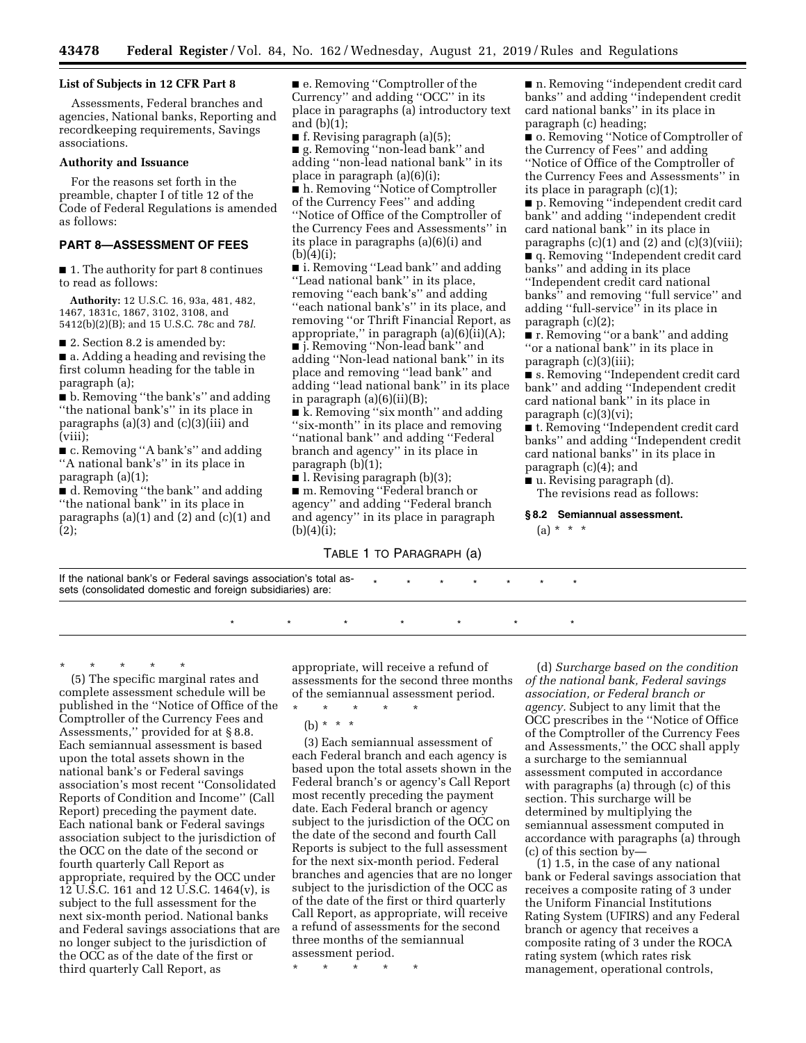**List of Subjects in 12 CFR Part 8**

Assessments, Federal branches and agencies, National banks, Reporting and recordkeeping requirements, Savings associations.

**Authority and Issuance**

For the reasons set forth in the preamble, chapter I of title 12 of the Code of Federal Regulations is amended as follows:

## PART 8—ASSESSMENT OF FEES

■ 1. The authority for part 8 continues to read as follows:

**Authority:** 12 U.S.C. 16, 93a, 481, 482, 1467, 1831c, 1867, 3102, 3108, and 5412(b)(2)(B); and 15 U.S.C. 78c and 78*l*.

■ 2. Section 8.2 is amended by:

■ a. Adding a heading and revising the first column heading for the table in paragraph (a);

■ b. Removing ''the bank's'' and adding ''the national bank's'' in its place in paragraphs (a)(3) and (c)(3)(iii) and (viii);

■ c. Removing ''A bank's'' and adding ''A national bank's'' in its place in paragraph (a)(1);

■ d. Removing ''the bank'' and adding ''the national bank'' in its place in paragraphs (a)(1) and (2) and (c)(1) and (2);

■ e. Removing ''Comptroller of the Currency'' and adding ''OCC'' in its place in paragraphs (a) introductory text and (b)(1);

■ f. Revising paragraph (a)(5);

■ g. Removing ''non-lead bank'' and adding ''non-lead national bank'' in its place in paragraph (a)(6)(i);

■ h. Removing ''Notice of Comptroller of the Currency Fees'' and adding ''Notice of Office of the Comptroller of the Currency Fees and Assessments'' in its place in paragraphs (a)(6)(i) and (b)(4)(i);

■ i. Removing ''Lead bank'' and adding ''Lead national bank'' in its place, removing ''each bank's'' and adding ''each national bank's'' in its place, and removing ''or Thrift Financial Report, as appropriate,'' in paragraph (a)(6)(ii)(A);

■ j. Removing ''Non-lead bank'' and adding ''Non-lead national bank'' in its place and removing ''lead bank'' and adding ''lead national bank'' in its place in paragraph (a)(6)(ii)(B);

■ k. Removing ''six month'' and adding ''six-month'' in its place and removing ''national bank'' and adding ''Federal branch and agency'' in its place in paragraph (b)(1);

■ l. Revising paragraph (b)(3);

■ m. Removing ''Federal branch or agency'' and adding ''Federal branch and agency'' in its place in paragraph (b)(4)(i);

■ n. Removing ''independent credit card banks'' and adding ''independent credit card national banks'' in its place in paragraph (c) heading;

■ o. Removing ''Notice of Comptroller of the Currency of Fees'' and adding ''Notice of Office of the Comptroller of the Currency Fees and Assessments'' in its place in paragraph (c)(1);

■ p. Removing ''independent credit card bank'' and adding ''independent credit card national bank'' in its place in paragraphs (c)(1) and (2) and (c)(3)(viii);

■ q. Removing ''Independent credit card banks'' and adding in its place ''Independent credit card national banks'' and removing ''full service'' and adding ''full-service'' in its place in paragraph (c)(2);

■ r. Removing ''or a bank'' and adding ''or a national bank'' in its place in paragraph (c)(3)(iii);

■ s. Removing ''Independent credit card bank'' and adding ''Independent credit card national bank'' in its place in paragraph (c)(3)(vi);

■ t. Removing ''Independent credit card banks'' and adding ''Independent credit card national banks'' in its place in paragraph (c)(4); and

■ u. Revising paragraph (d).

The revisions read as follows:

### § 8.2 Semiannual assessment.

(a) * * *

TABLE 1 TO PARAGRAPH (a)

| If the national bank's or Federal savings association's total assets (consolidated domestic and foreign subsidiaries) are: | * | * | * | * | * | * | * |
|---|---|---|---|---|---|---|---|
| * | * | * | * | * | * | * | |

\* \* \* \* \*

(5) The specific marginal rates and complete assessment schedule will be published in the ''Notice of Office of the Comptroller of the Currency Fees and Assessments,'' provided for at § 8.8. Each semiannual assessment is based upon the total assets shown in the national bank's or Federal savings association's most recent ''Consolidated Reports of Condition and Income'' (Call Report) preceding the payment date. Each national bank or Federal savings association subject to the jurisdiction of the OCC on the date of the second or fourth quarterly Call Report as appropriate, required by the OCC under 12 U.S.C. 161 and 12 U.S.C. 1464(v), is subject to the full assessment for the next six-month period. National banks and Federal savings associations that are no longer subject to the jurisdiction of the OCC as of the date of the first or third quarterly Call Report, as appropriate, will receive a refund of assessments for the second three months of the semiannual assessment period.

\* \* \* \* \*

(b) * * *

(3) Each semiannual assessment of each Federal branch and each agency is based upon the total assets shown in the Federal branch's or agency's Call Report most recently preceding the payment date. Each Federal branch or agency subject to the jurisdiction of the OCC on the date of the second and fourth Call Reports is subject to the full assessment for the next six-month period. Federal branches and agencies that are no longer subject to the jurisdiction of the OCC as of the date of the first or third quarterly Call Report, as appropriate, will receive a refund of assessments for the second three months of the semiannual assessment period.

\* \* \* \* \*

(d) *Surcharge based on the condition of the national bank, Federal savings association, or Federal branch or agency.* Subject to any limit that the OCC prescribes in the ''Notice of Office of the Comptroller of the Currency Fees and Assessments,'' the OCC shall apply a surcharge to the semiannual assessment computed in accordance with paragraphs (a) through (c) of this section. This surcharge will be determined by multiplying the semiannual assessment computed in accordance with paragraphs (a) through (c) of this section by—

(1) 1.5, in the case of any national bank or Federal savings association that receives a composite rating of 3 under the Uniform Financial Institutions Rating System (UFIRS) and any Federal branch or agency that receives a composite rating of 3 under the ROCA rating system (which rates risk management, operational controls,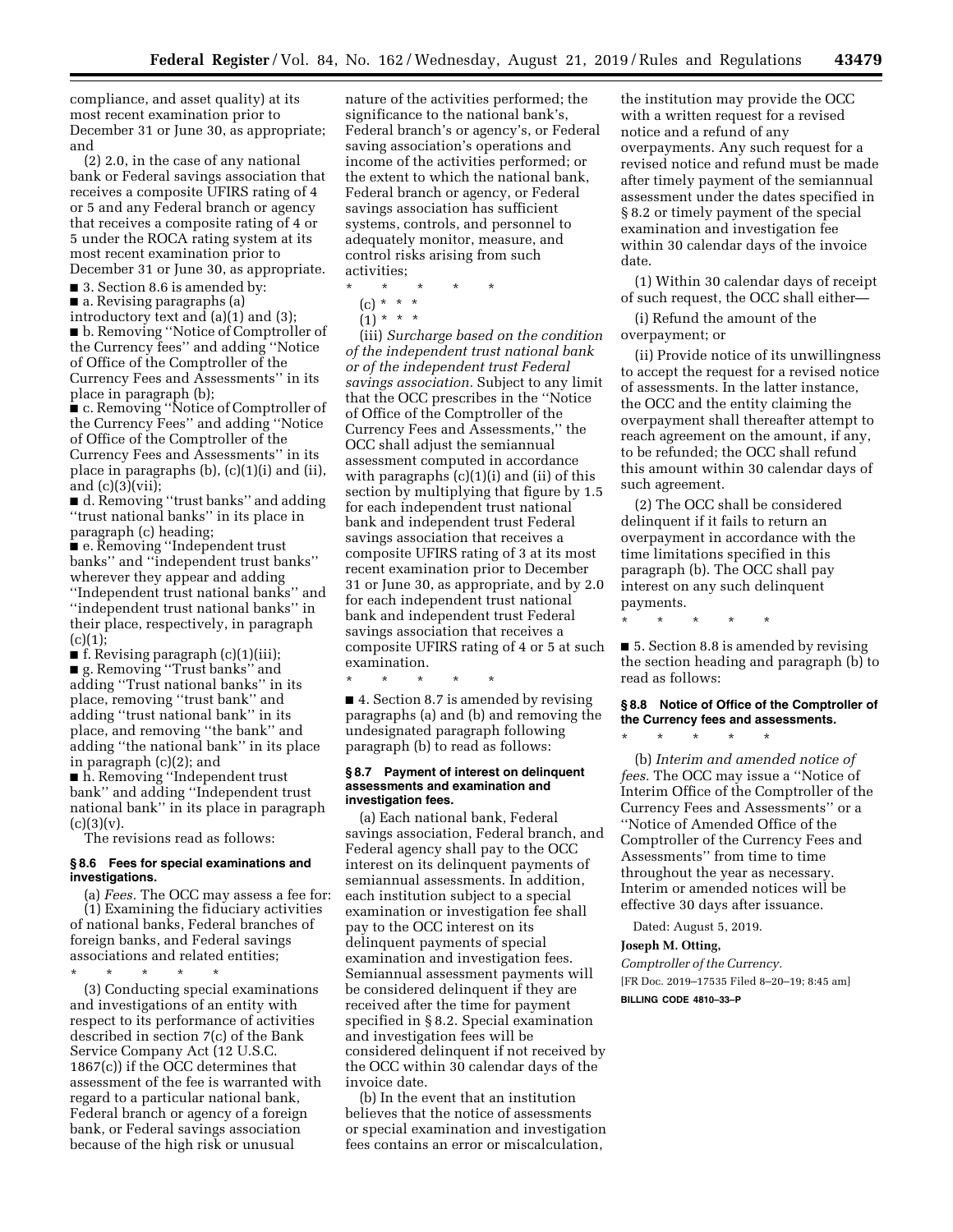compliance, and asset quality) at its most recent examination prior to December 31 or June 30, as appropriate; and

(2) 2.0, in the case of any national bank or Federal savings association that receives a composite UFIRS rating of 4 or 5 and any Federal branch or agency that receives a composite rating of 4 or 5 under the ROCA rating system at its most recent examination prior to December 31 or June 30, as appropriate.

■ 3. Section 8.6 is amended by:

■ a. Revising paragraphs (a) introductory text and (a)(1) and (3);

■ b. Removing ''Notice of Comptroller of the Currency fees'' and adding ''Notice of Office of the Comptroller of the Currency Fees and Assessments'' in its place in paragraph (b);

■ c. Removing ''Notice of Comptroller of the Currency Fees'' and adding ''Notice of Office of the Comptroller of the Currency Fees and Assessments'' in its place in paragraphs (b), (c)(1)(i) and (ii), and (c)(3)(vii);

■ d. Removing ''trust banks'' and adding ''trust national banks'' in its place in paragraph (c) heading;

■ e. Removing ''Independent trust banks'' and ''independent trust banks'' wherever they appear and adding ''Independent trust national banks'' and ''independent trust national banks'' in their place, respectively, in paragraph (c)(1);

■ f. Revising paragraph (c)(1)(iii);

■ g. Removing ''Trust banks'' and adding ''Trust national banks'' in its place, removing ''trust bank'' and adding ''trust national bank'' in its place, and removing ''the bank'' and adding ''the national bank'' in its place in paragraph (c)(2); and

■ h. Removing ''Independent trust bank'' and adding ''Independent trust national bank'' in its place in paragraph (c)(3)(v).

The revisions read as follows:

### § 8.6 Fees for special examinations and investigations.

(a) *Fees.* The OCC may assess a fee for:

(1) Examining the fiduciary activities of national banks, Federal branches of foreign banks, and Federal savings associations and related entities;

\* \* \* \* \*

(3) Conducting special examinations and investigations of an entity with respect to its performance of activities described in section 7(c) of the Bank Service Company Act (12 U.S.C. 1867(c)) if the OCC determines that assessment of the fee is warranted with regard to a particular national bank, Federal branch or agency of a foreign bank, or Federal savings association because of the high risk or unusual nature of the activities performed; the significance to the national bank's, Federal branch's or agency's, or Federal saving association's operations and income of the activities performed; or the extent to which the national bank, Federal branch or agency, or Federal savings association has sufficient systems, controls, and personnel to adequately monitor, measure, and control risks arising from such activities;

\* \* \* \* \*

(c) \* \* \*

(1) \* \* \*

(iii) *Surcharge based on the condition of the independent trust national bank or of the independent trust Federal savings association.* Subject to any limit that the OCC prescribes in the ''Notice of Office of the Comptroller of the Currency Fees and Assessments,'' the OCC shall adjust the semiannual assessment computed in accordance with paragraphs (c)(1)(i) and (ii) of this section by multiplying that figure by 1.5 for each independent trust national bank and independent trust Federal savings association that receives a composite UFIRS rating of 3 at its most recent examination prior to December 31 or June 30, as appropriate, and by 2.0 for each independent trust national bank and independent trust Federal savings association that receives a composite UFIRS rating of 4 or 5 at such examination.

\* \* \* \* \*

■ 4. Section 8.7 is amended by revising paragraphs (a) and (b) and removing the undesignated paragraph following paragraph (b) to read as follows:

### § 8.7 Payment of interest on delinquent assessments and examination and investigation fees.

(a) Each national bank, Federal savings association, Federal branch, and Federal agency shall pay to the OCC interest on its delinquent payments of semiannual assessments. In addition, each institution subject to a special examination or investigation fee shall pay to the OCC interest on its delinquent payments of special examination and investigation fees. Semiannual assessment payments will be considered delinquent if they are received after the time for payment specified in § 8.2. Special examination and investigation fees will be considered delinquent if not received by the OCC within 30 calendar days of the invoice date.

(b) In the event that an institution believes that the notice of assessments or special examination and investigation fees contains an error or miscalculation, the institution may provide the OCC with a written request for a revised notice and a refund of any overpayments. Any such request for a revised notice and refund must be made after timely payment of the semiannual assessment under the dates specified in § 8.2 or timely payment of the special examination and investigation fee within 30 calendar days of the invoice date.

(1) Within 30 calendar days of receipt of such request, the OCC shall either—

(i) Refund the amount of the overpayment; or

(ii) Provide notice of its unwillingness to accept the request for a revised notice of assessments. In the latter instance, the OCC and the entity claiming the overpayment shall thereafter attempt to reach agreement on the amount, if any, to be refunded; the OCC shall refund this amount within 30 calendar days of such agreement.

(2) The OCC shall be considered delinquent if it fails to return an overpayment in accordance with the time limitations specified in this paragraph (b). The OCC shall pay interest on any such delinquent payments.

\* \* \* \* \*

■ 5. Section 8.8 is amended by revising the section heading and paragraph (b) to read as follows:

### § 8.8 Notice of Office of the Comptroller of the Currency fees and assessments.

\* \* \* \* \*

(b) *Interim and amended notice of fees.* The OCC may issue a ''Notice of Interim Office of the Comptroller of the Currency Fees and Assessments'' or a ''Notice of Amended Office of the Comptroller of the Currency Fees and Assessments'' from time to time throughout the year as necessary. Interim or amended notices will be effective 30 days after issuance.

Dated: August 5, 2019.

**Joseph M. Otting,**

*Comptroller of the Currency.*

[FR Doc. 2019–17535 Filed 8–20–19; 8:45 am]

**BILLING CODE 4810–33–P**